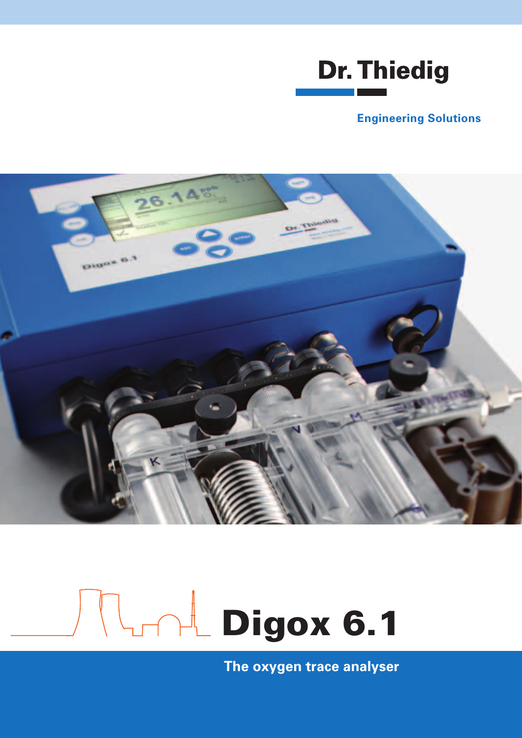Dr. Thiedig

Engineering Solutions

# Digox 6.1

The oxygen trace analyser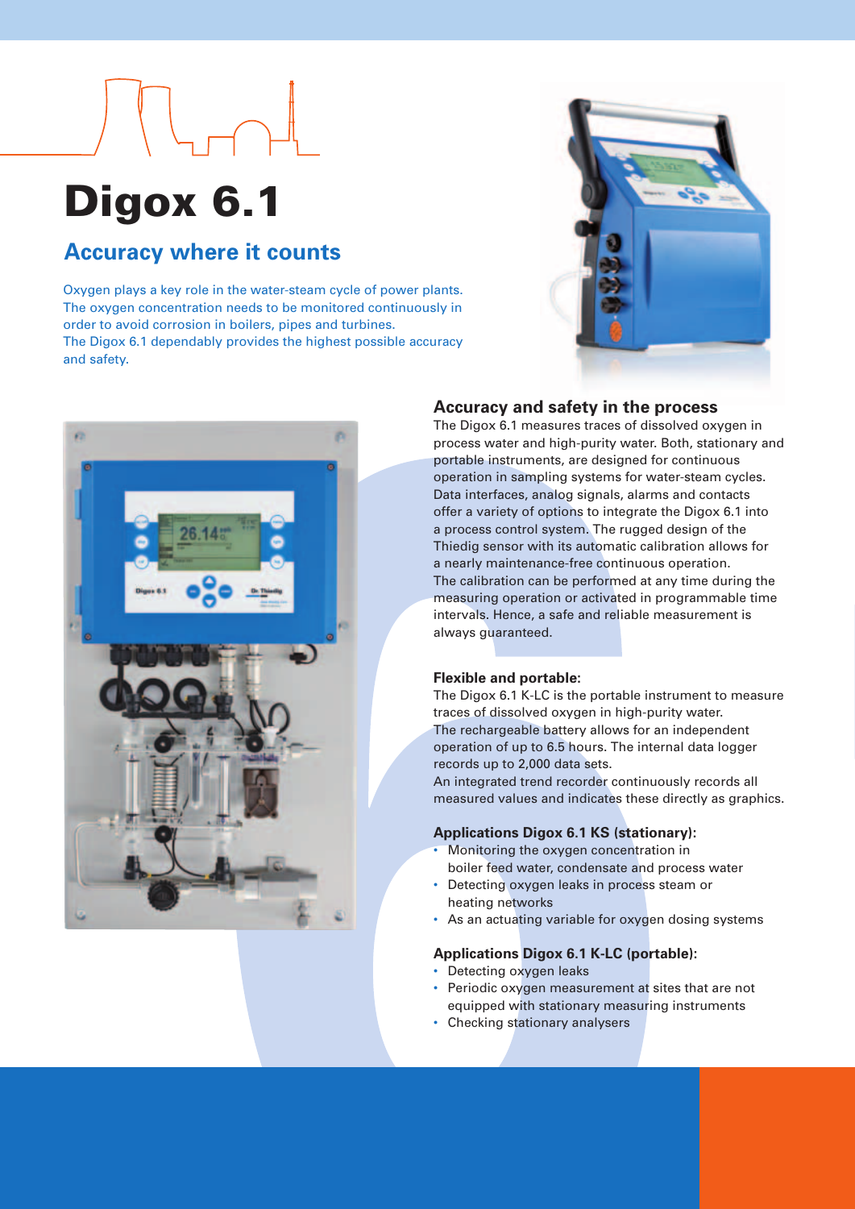# Digox 6.1

## Accuracy where it counts

Oxygen plays a key role in the water-steam cycle of power plants. The oxygen concentration needs to be monitored continuously in order to avoid corrosion in boilers, pipes and turbines.
The Digox 6.1 dependably provides the highest possible accuracy and safety.

### Accuracy and safety in the process

The Digox 6.1 measures traces of dissolved oxygen in process water and high-purity water. Both, stationary and portable instruments, are designed for continuous operation in sampling systems for water-steam cycles. Data interfaces, analog signals, alarms and contacts offer a variety of options to integrate the Digox 6.1 into a process control system. The rugged design of the Thiedig sensor with its automatic calibration allows for a nearly maintenance-free continuous operation.
The calibration can be performed at any time during the measuring operation or activated in programmable time intervals. Hence, a safe and reliable measurement is always guaranteed.

**Flexible and portable:**

The Digox 6.1 K-LC is the portable instrument to measure traces of dissolved oxygen in high-purity water.
The rechargeable battery allows for an independent operation of up to 6.5 hours. The internal data logger records up to 2,000 data sets.
An integrated trend recorder continuously records all measured values and indicates these directly as graphics.

**Applications Digox 6.1 KS (stationary):**

- Monitoring the oxygen concentration in boiler feed water, condensate and process water
- Detecting oxygen leaks in process steam or heating networks
- As an actuating variable for oxygen dosing systems

**Applications Digox 6.1 K-LC (portable):**

- Detecting oxygen leaks
- Periodic oxygen measurement at sites that are not equipped with stationary measuring instruments
- Checking stationary analysers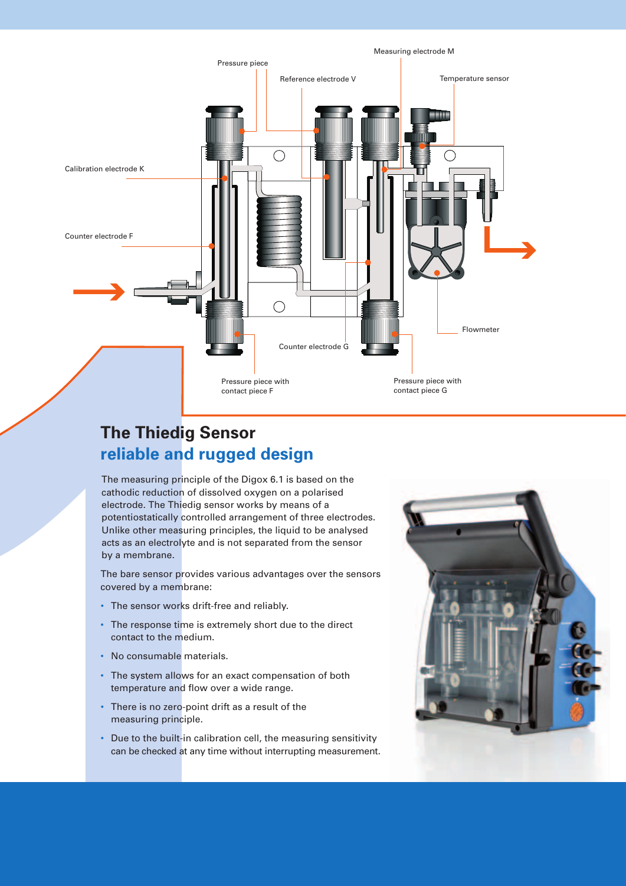# The Thiedig Sensor

## reliable and rugged design

The measuring principle of the Digox 6.1 is based on the cathodic reduction of dissolved oxygen on a polarised electrode. The Thiedig sensor works by means of a potentiostatically controlled arrangement of three electrodes. Unlike other measuring principles, the liquid to be analysed acts as an electrolyte and is not separated from the sensor by a membrane.

The bare sensor provides various advantages over the sensors covered by a membrane:

- The sensor works drift-free and reliably.
- The response time is extremely short due to the direct contact to the medium.
- No consumable materials.
- The system allows for an exact compensation of both temperature and flow over a wide range.
- There is no zero-point drift as a result of the measuring principle.
- Due to the built-in calibration cell, the measuring sensitivity can be checked at any time without interrupting measurement.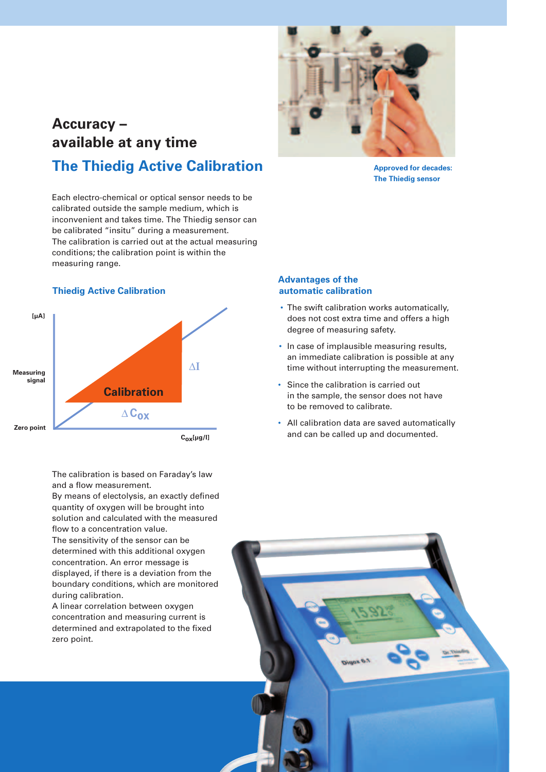# Accuracy – available at any time

## The Thiedig Active Calibration

Each electro-chemical or optical sensor needs to be calibrated outside the sample medium, which is inconvenient and takes time. The Thiedig sensor can be calibrated "insitu" during a measurement. The calibration is carried out at the actual measuring conditions; the calibration point is within the measuring range.

Approved for decades: The Thiedig sensor

### Thiedig Active Calibration

[μA]

Measuring signal

Zero point

Calibration

$\Delta I$

$\Delta C_{ox}$

$C_{ox}$[μg/l]

The calibration is based on Faraday's law and a flow measurement.
By means of electolysis, an exactly defined quantity of oxygen will be brought into solution and calculated with the measured flow to a concentration value.
The sensitivity of the sensor can be determined with this additional oxygen concentration. An error message is displayed, if there is a deviation from the boundary conditions, which are monitored during calibration.
A linear correlation between oxygen concentration and measuring current is determined and extrapolated to the fixed zero point.

### Advantages of the automatic calibration

- The swift calibration works automatically, does not cost extra time and offers a high degree of measuring safety.
- In case of implausible measuring results, an immediate calibration is possible at any time without interrupting the measurement.
- Since the calibration is carried out in the sample, the sensor does not have to be removed to calibrate.
- All calibration data are saved automatically and can be called up and documented.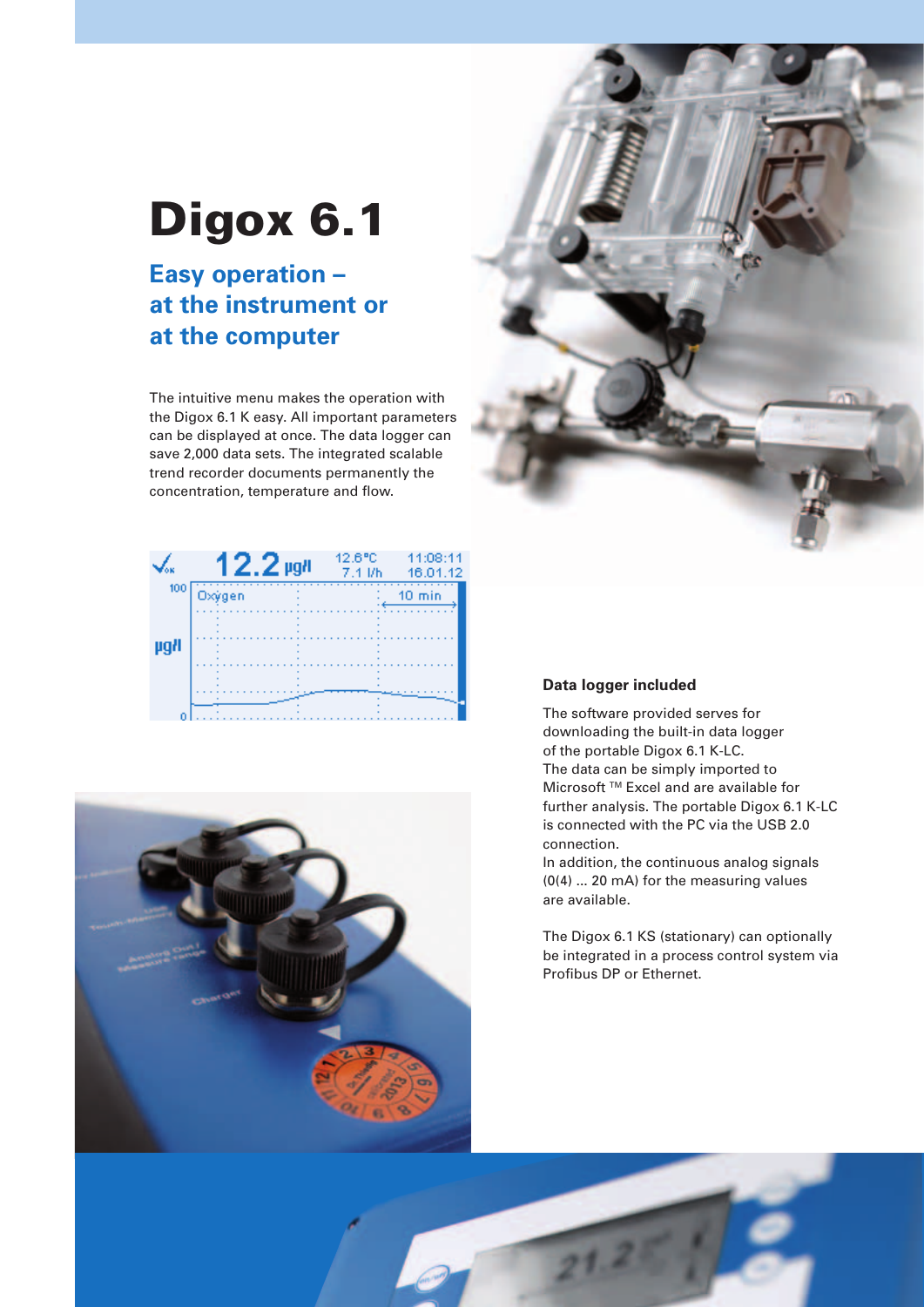# Digox 6.1

## Easy operation – at the instrument or at the computer

The intuitive menu makes the operation with the Digox 6.1 K easy. All important parameters can be displayed at once. The data logger can save 2,000 data sets. The integrated scalable trend recorder documents permanently the concentration, temperature and flow.

### Data logger included

The software provided serves for downloading the built-in data logger of the portable Digox 6.1 K-LC. The data can be simply imported to Microsoft ™ Excel and are available for further analysis. The portable Digox 6.1 K-LC is connected with the PC via the USB 2.0 connection.
In addition, the continuous analog signals (0(4) ... 20 mA) for the measuring values are available.

The Digox 6.1 KS (stationary) can optionally be integrated in a process control system via Profibus DP or Ethernet.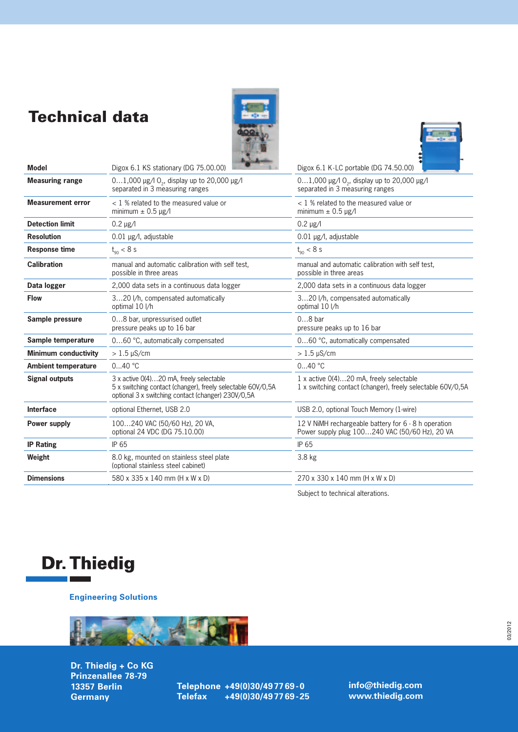# Technical data

| Model | Digox 6.1 KS stationary (DG 75.00.00) | Digox 6.1 K-LC portable (DG 74.50.00) |
|---|---|---|
| **Measuring range** | 0…1,000 µg/l $O_2$, display up to 20,000 µg/l separated in 3 measuring ranges | 0…1,000 µg/l $O_2$, display up to 20,000 µg/l separated in 3 measuring ranges |
| **Measurement error** | < 1 % related to the measured value or minimum ± 0.5 µg/l | < 1 % related to the measured value or minimum ± 0.5 µg/l |
| **Detection limit** | 0.2 µg/l | 0.2 µg/l |
| **Resolution** | 0.01 µg/l, adjustable | 0.01 µg/l, adjustable |
| **Response time** | $t_{90}$ < 8 s | $t_{90}$ < 8 s |
| **Calibration** | manual and automatic calibration with self test, possible in three areas | manual and automatic calibration with self test, possible in three areas |
| **Data logger** | 2,000 data sets in a continuous data logger | 2,000 data sets in a continuous data logger |
| **Flow** | 3…20 l/h, compensated automatically optimal 10 l/h | 3…20 l/h, compensated automatically optimal 10 l/h |
| **Sample pressure** | 0…8 bar, unpressurised outlet pressure peaks up to 16 bar | 0…8 bar pressure peaks up to 16 bar |
| **Sample temperature** | 0…60 °C, automatically compensated | 0…60 °C, automatically compensated |
| **Minimum conductivity** | > 1.5 µS/cm | > 1.5 µS/cm |
| **Ambient temperature** | 0...40 °C | 0...40 °C |
| **Signal outputs** | 3 x active 0(4)…20 mA, freely selectable 5 x switching contact (changer), freely selectable 60V/0,5A optional 3 x switching contact (changer) 230V/0,5A | 1 x active 0(4)…20 mA, freely selectable 1 x switching contact (changer), freely selectable 60V/0,5A |
| **Interface** | optional Ethernet, USB 2.0 | USB 2.0, optional Touch Memory (1-wire) |
| **Power supply** | 100…240 VAC (50/60 Hz), 20 VA, optional 24 VDC (DG 75.10.00) | 12 V NiMH rechargeable battery for 6 - 8 h operation Power supply plug 100…240 VAC (50/60 Hz), 20 VA |
| **IP Rating** | IP 65 | IP 65 |
| **Weight** | 8.0 kg, mounted on stainless steel plate (optional stainless steel cabinet) | 3.8 kg |
| **Dimensions** | 580 x 335 x 140 mm (H x W x D) | 270 x 330 x 140 mm (H x W x D) |

Subject to technical alterations.

**Dr. Thiedig**

**Engineering Solutions**

**Dr. Thiedig + Co KG**
**Prinzenallee 78-79**
**13357 Berlin**
**Germany**

**Telephone +49(0)30/49 77 69 - 0**
**Telefax +49(0)30/49 77 69 - 25**

**info@thiedig.com**
**www.thiedig.com**

03/2012